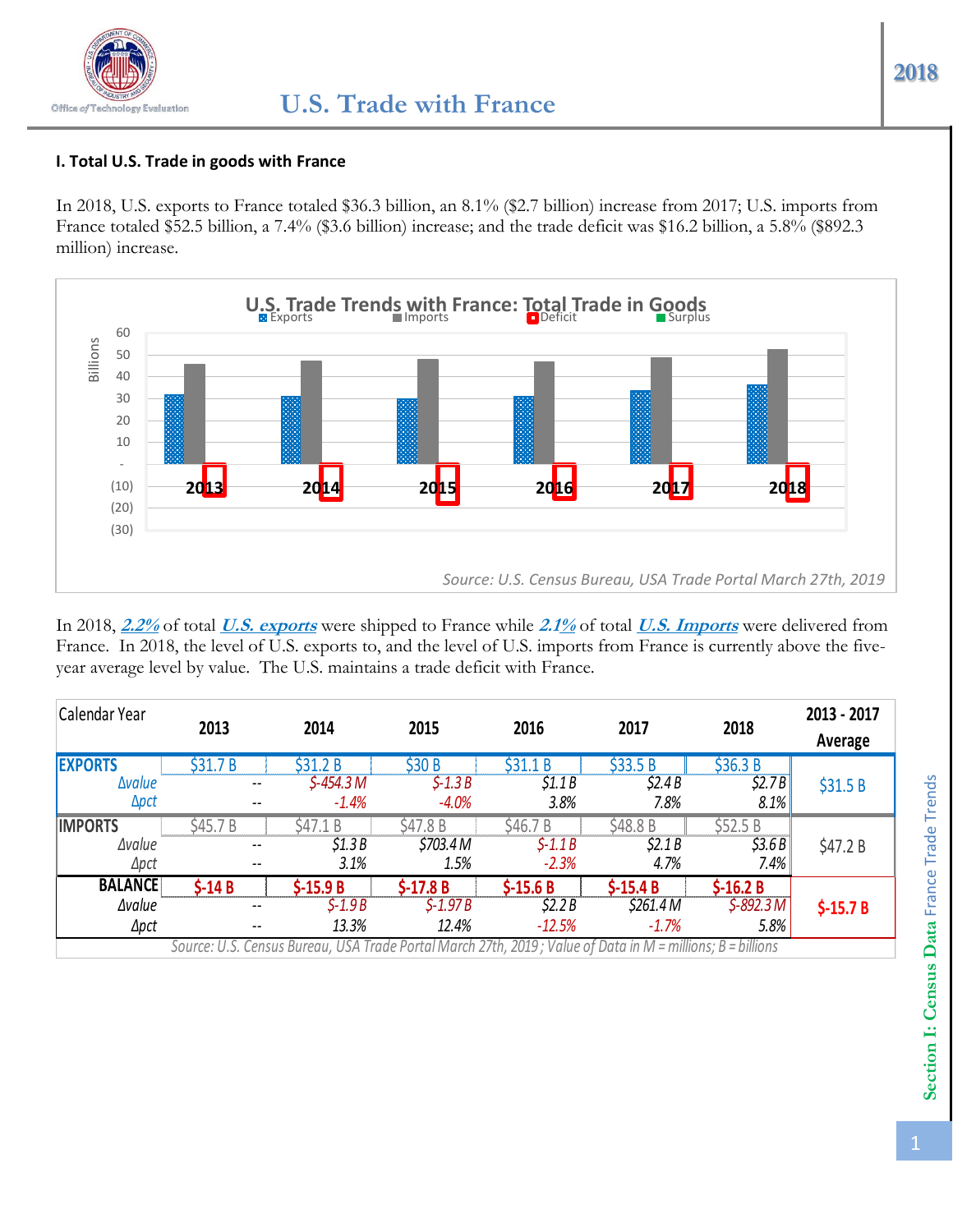# U.S. Trade with France

## I. Total U.S. Trade in goods with France

In 2018, U.S. exports to France totaled $36.3 billion, an 8.1% ($2.7 billion) increase from 2017; U.S. imports from France totaled $52.5 billion, a 7.4% ($3.6 billion) increase; and the trade deficit was $16.2 billion, a 5.8% ($892.3 million) increase.

**U.S. Trade Trends with France: Total Trade in Goods**

Source: U.S. Census Bureau, USA Trade Portal March 27th, 2019

In 2018, ***2.2%*** of total ***U.S. exports*** were shipped to France while ***2.1%*** of total ***U.S. Imports*** were delivered from France. In 2018, the level of U.S. exports to, and the level of U.S. imports from France is currently above the five-year average level by value. The U.S. maintains a trade deficit with France.

| Calendar Year | 2013 | 2014 | 2015 | 2016 | 2017 | 2018 | 2013 - 2017 Average |
|---|---|---|---|---|---|---|---|
| **EXPORTS** | $31.7 B | $31.2 B | $30 B | $31.1 B | $33.5 B | $36.3 B | $31.5 B |
| Δvalue | -- | $-454.3 M | $-1.3 B | $1.1 B | $2.4 B | $2.7 B | |
| Δpct | -- | -1.4% | -4.0% | 3.8% | 7.8% | 8.1% | |
| **IMPORTS** | $45.7 B | $47.1 B | $47.8 B | $46.7 B | $48.8 B | $52.5 B | $47.2 B |
| Δvalue | -- | $1.3 B | $703.4 M | $-1.1 B | $2.1 B | $3.6 B | |
| Δpct | -- | 3.1% | 1.5% | -2.3% | 4.7% | 7.4% | |
| **BALANCE** | $-14 B | $-15.9 B | $-17.8 B | $-15.6 B | $-15.4 B | $-16.2 B | $-15.7 B |
| Δvalue | -- | $-1.9 B | $-1.97 B | $2.2 B | $261.4 M | $-892.3 M | |
| Δpct | -- | 13.3% | 12.4% | -12.5% | -1.7% | 5.8% | |

Source: U.S. Census Bureau, USA Trade Portal March 27th, 2019 ; Value of Data in M = millions; B = billions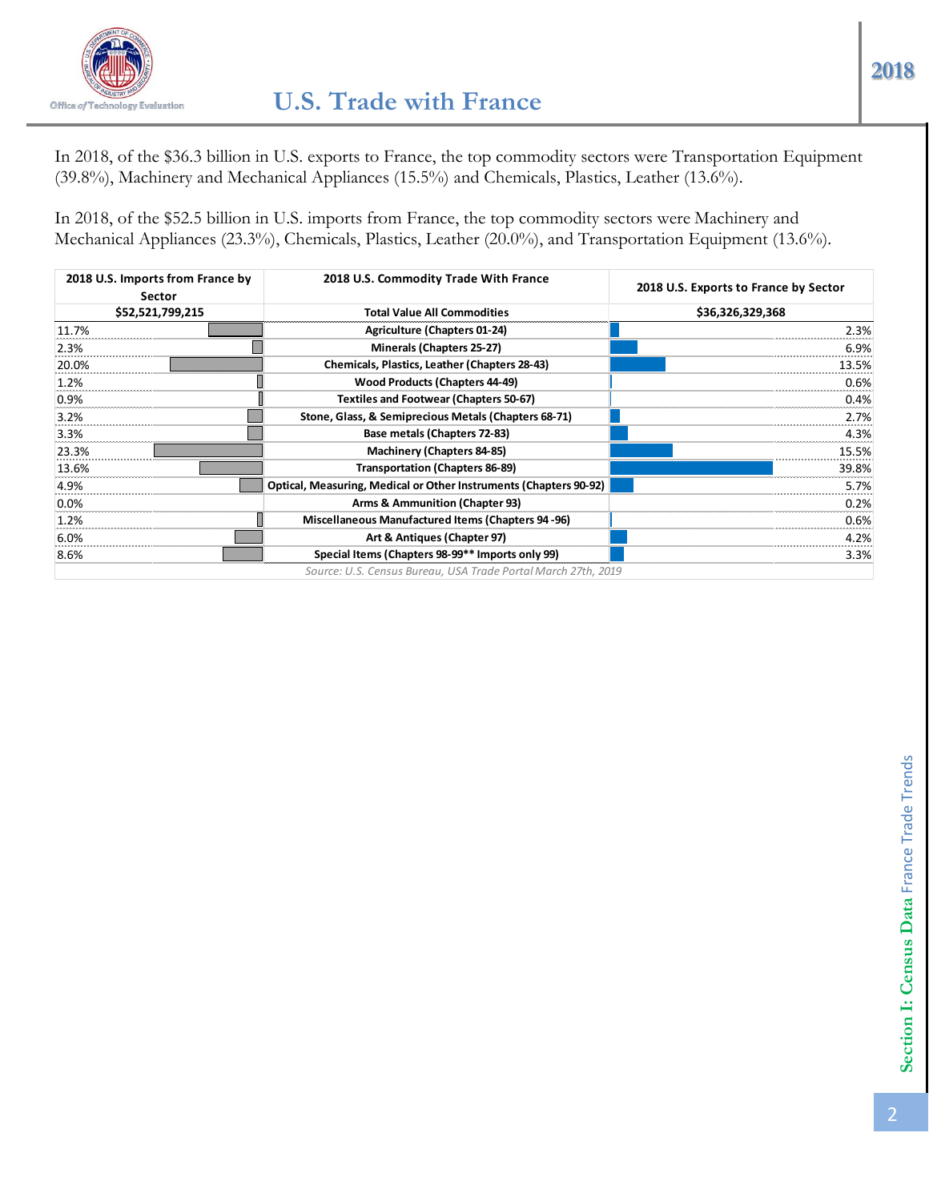# U.S. Trade with France

In 2018, of the $36.3 billion in U.S. exports to France, the top commodity sectors were Transportation Equipment (39.8%), Machinery and Mechanical Appliances (15.5%) and Chemicals, Plastics, Leather (13.6%).

In 2018, of the $52.5 billion in U.S. imports from France, the top commodity sectors were Machinery and Mechanical Appliances (23.3%), Chemicals, Plastics, Leather (20.0%), and Transportation Equipment (13.6%).

| 2018 U.S. Imports from France by Sector | 2018 U.S. Commodity Trade With France | 2018 U.S. Exports to France by Sector |
|---|---|---|
| $52,521,799,215 | Total Value All Commodities | $36,326,329,368 |
| 11.7% | Agriculture (Chapters 01-24) | 2.3% |
| 2.3% | Minerals (Chapters 25-27) | 6.9% |
| 20.0% | Chemicals, Plastics, Leather (Chapters 28-43) | 13.5% |
| 1.2% | Wood Products (Chapters 44-49) | 0.6% |
| 0.9% | Textiles and Footwear (Chapters 50-67) | 0.4% |
| 3.2% | Stone, Glass, & Semiprecious Metals (Chapters 68-71) | 2.7% |
| 3.3% | Base metals (Chapters 72-83) | 4.3% |
| 23.3% | Machinery (Chapters 84-85) | 15.5% |
| 13.6% | Transportation (Chapters 86-89) | 39.8% |
| 4.9% | Optical, Measuring, Medical or Other Instruments (Chapters 90-92) | 5.7% |
| 0.0% | Arms & Ammunition (Chapter 93) | 0.2% |
| 1.2% | Miscellaneous Manufactured Items (Chapters 94 -96) | 0.6% |
| 6.0% | Art & Antiques (Chapter 97) | 4.2% |
| 8.6% | Special Items (Chapters 98-99** Imports only 99) | 3.3% |

*Source: U.S. Census Bureau, USA Trade Portal March 27th, 2019*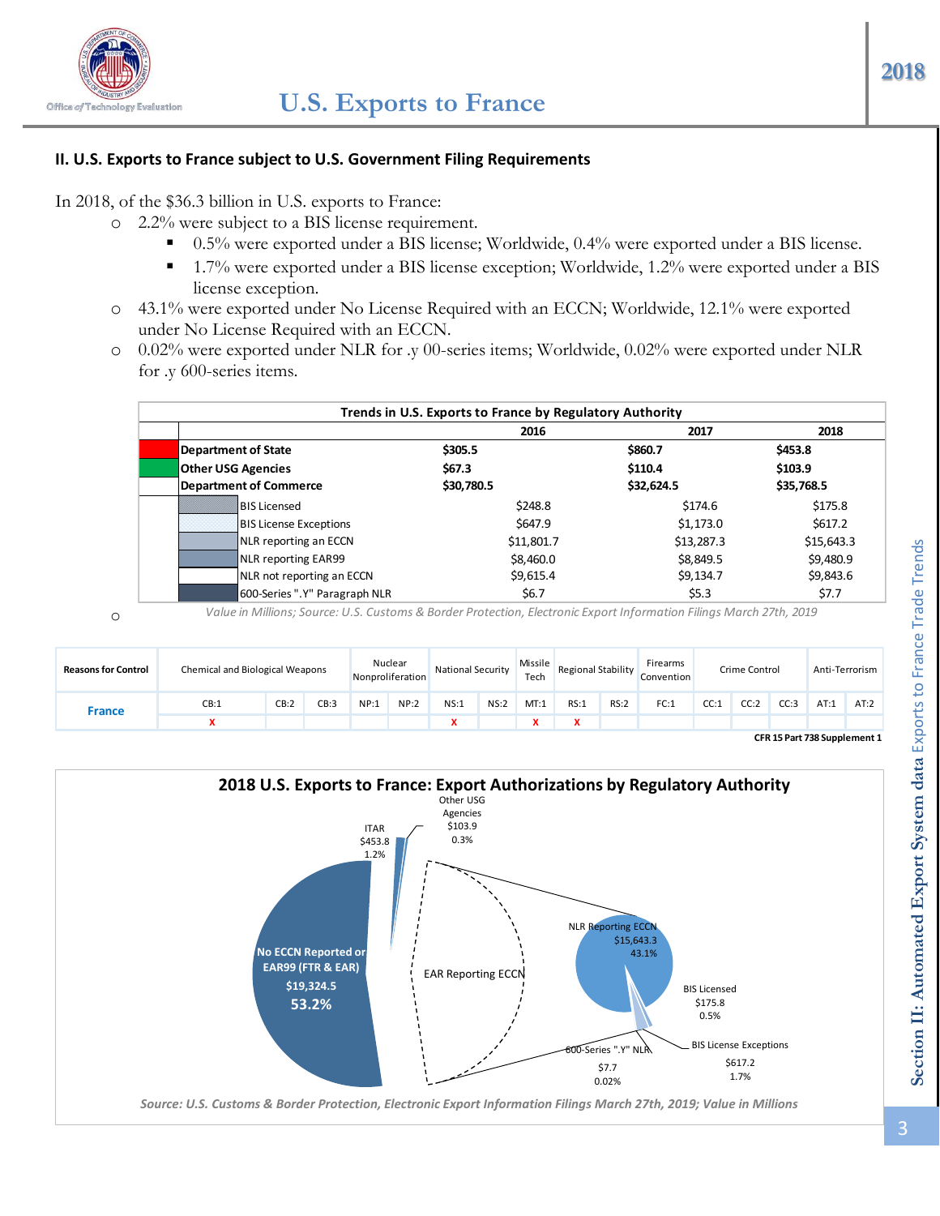## II. U.S. Exports to France subject to U.S. Government Filing Requirements

In 2018, of the $36.3 billion in U.S. exports to France:

- 2.2% were subject to a BIS license requirement.
  - 0.5% were exported under a BIS license; Worldwide, 0.4% were exported under a BIS license.
  - 1.7% were exported under a BIS license exception; Worldwide, 1.2% were exported under a BIS license exception.
- 43.1% were exported under No License Required with an ECCN; Worldwide, 12.1% were exported under No License Required with an ECCN.
- 0.02% were exported under NLR for .y 00-series items; Worldwide, 0.02% were exported under NLR for .y 600-series items.

**Trends in U.S. Exports to France by Regulatory Authority**

| | 2016 | 2017 | 2018 |
|---|---|---|---|
| **Department of State** | **$305.5** | **$860.7** | **$453.8** |
| **Other USG Agencies** | **$67.3** | **$110.4** | **$103.9** |
| **Department of Commerce** | **$30,780.5** | **$32,624.5** | **$35,768.5** |
| BIS Licensed | $248.8 | $174.6 | $175.8 |
| BIS License Exceptions | $647.9 | $1,173.0 | $617.2 |
| NLR reporting an ECCN | $11,801.7 | $13,287.3 | $15,643.3 |
| NLR reporting EAR99 | $8,460.0 | $8,849.5 | $9,480.9 |
| NLR not reporting an ECCN | $9,615.4 | $9,134.7 | $9,843.6 |
| 600-Series ".Y" Paragraph NLR | $6.7 | $5.3 | $7.7 |

*Value in Millions; Source: U.S. Customs & Border Protection, Electronic Export Information Filings March 27th, 2019*

| Reasons for Control | Chemical and Biological Weapons | | | Nuclear Nonproliferation | | National Security | | Missile Tech | Regional Stability | | Firearms Convention | Crime Control | | | Anti-Terrorism | |
|---|---|---|---|---|---|---|---|---|---|---|---|---|---|---|---|---|
| | CB:1 | CB:2 | CB:3 | NP:1 | NP:2 | NS:1 | NS:2 | MT:1 | RS:1 | RS:2 | FC:1 | CC:1 | CC:2 | CC:3 | AT:1 | AT:2 |
| **France** | X | | | | | X | | X | X | | | | | | | |

**CFR 15 Part 738 Supplement 1**

**2018 U.S. Exports to France: Export Authorizations by Regulatory Authority**

Other USG Agencies $103.9 0.3%; ITAR $453.8 1.2%; No ECCN Reported or EAR99 (FTR & EAR) $19,324.5 53.2%; EAR Reporting ECCN; NLR Reporting ECCN $15,643.3 43.1%; BIS Licensed $175.8 0.5%; BIS License Exceptions $617.2 1.7%; 600-Series ".Y" NLR $7.7 0.02%

*Source: U.S. Customs & Border Protection, Electronic Export Information Filings March 27th, 2019; Value in Millions*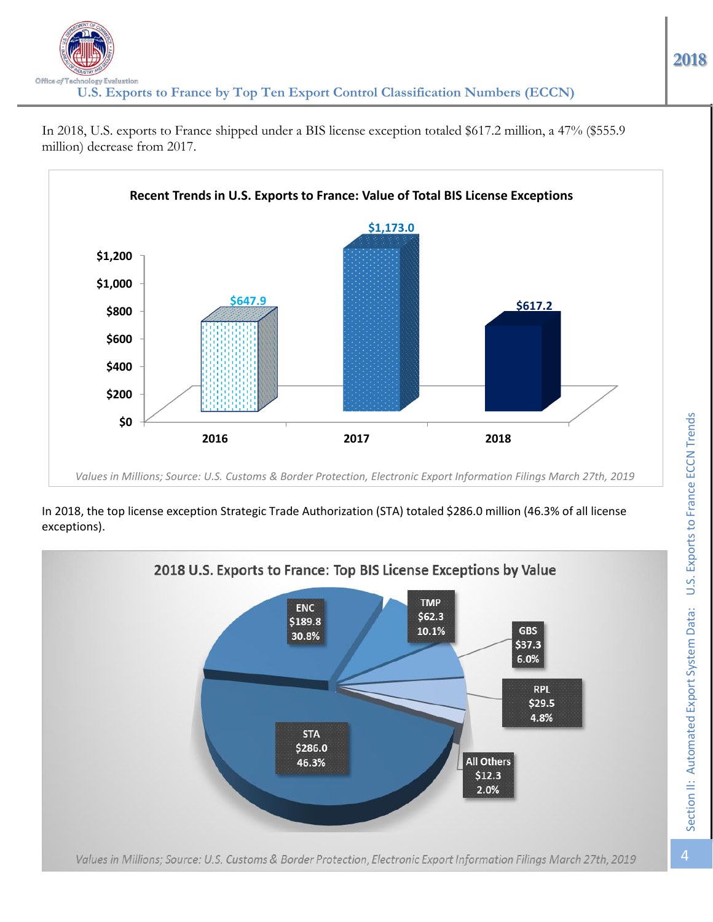## U.S. Exports to France by Top Ten Export Control Classification Numbers (ECCN)

In 2018, U.S. exports to France shipped under a BIS license exception totaled $617.2 million, a 47% ($555.9 million) decrease from 2017.

**Recent Trends in U.S. Exports to France: Value of Total BIS License Exceptions**

| Year | Value |
|---|---|
| 2016 | $647.9 |
| 2017 | $1,173.0 |
| 2018 | $617.2 |

*Values in Millions; Source: U.S. Customs & Border Protection, Electronic Export Information Filings March 27th, 2019*

In 2018, the top license exception Strategic Trade Authorization (STA) totaled $286.0 million (46.3% of all license exceptions).

**2018 U.S. Exports to France: Top BIS License Exceptions by Value**

| License Exception | Value | Share |
|---|---|---|
| STA | $286.0 | 46.3% |
| ENC | $189.8 | 30.8% |
| TMP | $62.3 | 10.1% |
| GBS | $37.3 | 6.0% |
| RPL | $29.5 | 4.8% |
| All Others | $12.3 | 2.0% |

*Values in Millions; Source: U.S. Customs & Border Protection, Electronic Export Information Filings March 27th, 2019*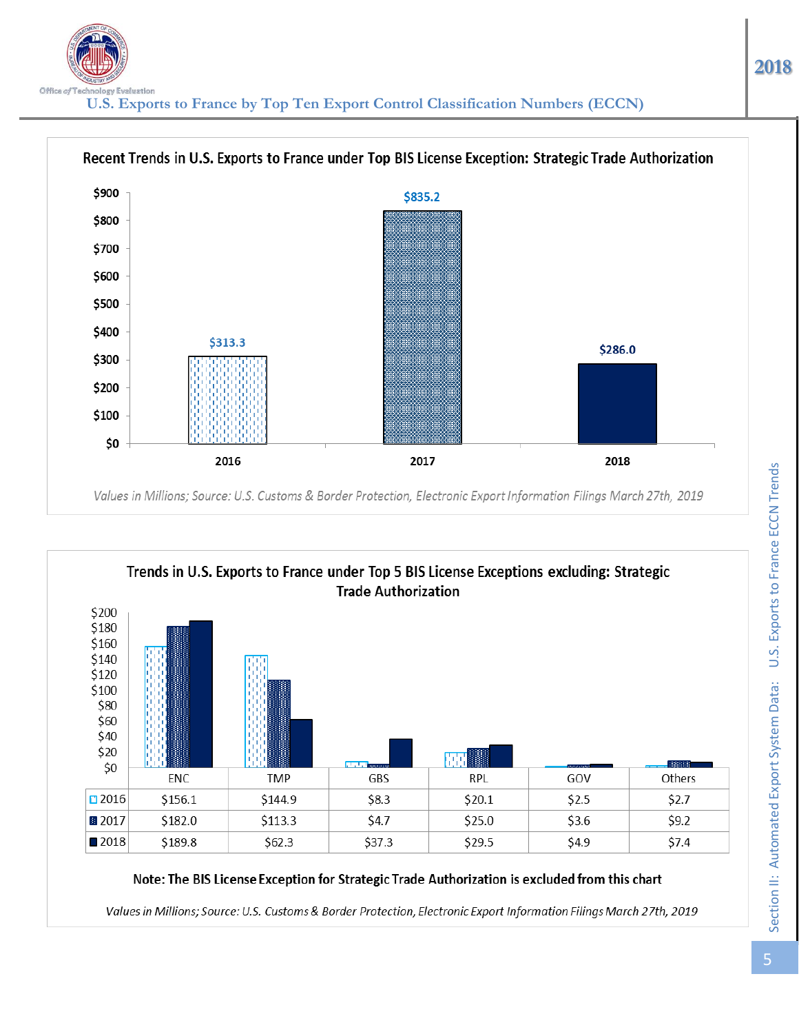## U.S. Exports to France by Top Ten Export Control Classification Numbers (ECCN)

### Recent Trends in U.S. Exports to France under Top BIS License Exception: Strategic Trade Authorization

| Year | Value |
|---|---|
| 2016 | $313.3 |
| 2017 | $835.2 |
| 2018 | $286.0 |

*Values in Millions; Source: U.S. Customs & Border Protection, Electronic Export Information Filings March 27th, 2019*

### Trends in U.S. Exports to France under Top 5 BIS License Exceptions excluding: Strategic Trade Authorization

| | ENC | TMP | GBS | RPL | GOV | Others |
|---|---|---|---|---|---|---|
| 2016 | $156.1 | $144.9 | $8.3 | $20.1 | $2.5 | $2.7 |
| 2017 | $182.0 | $113.3 | $4.7 | $25.0 | $3.6 | $9.2 |
| 2018 | $189.8 | $62.3 | $37.3 | $29.5 | $4.9 | $7.4 |

**Note: The BIS License Exception for Strategic Trade Authorization is excluded from this chart**

*Values in Millions; Source: U.S. Customs & Border Protection, Electronic Export Information Filings March 27th, 2019*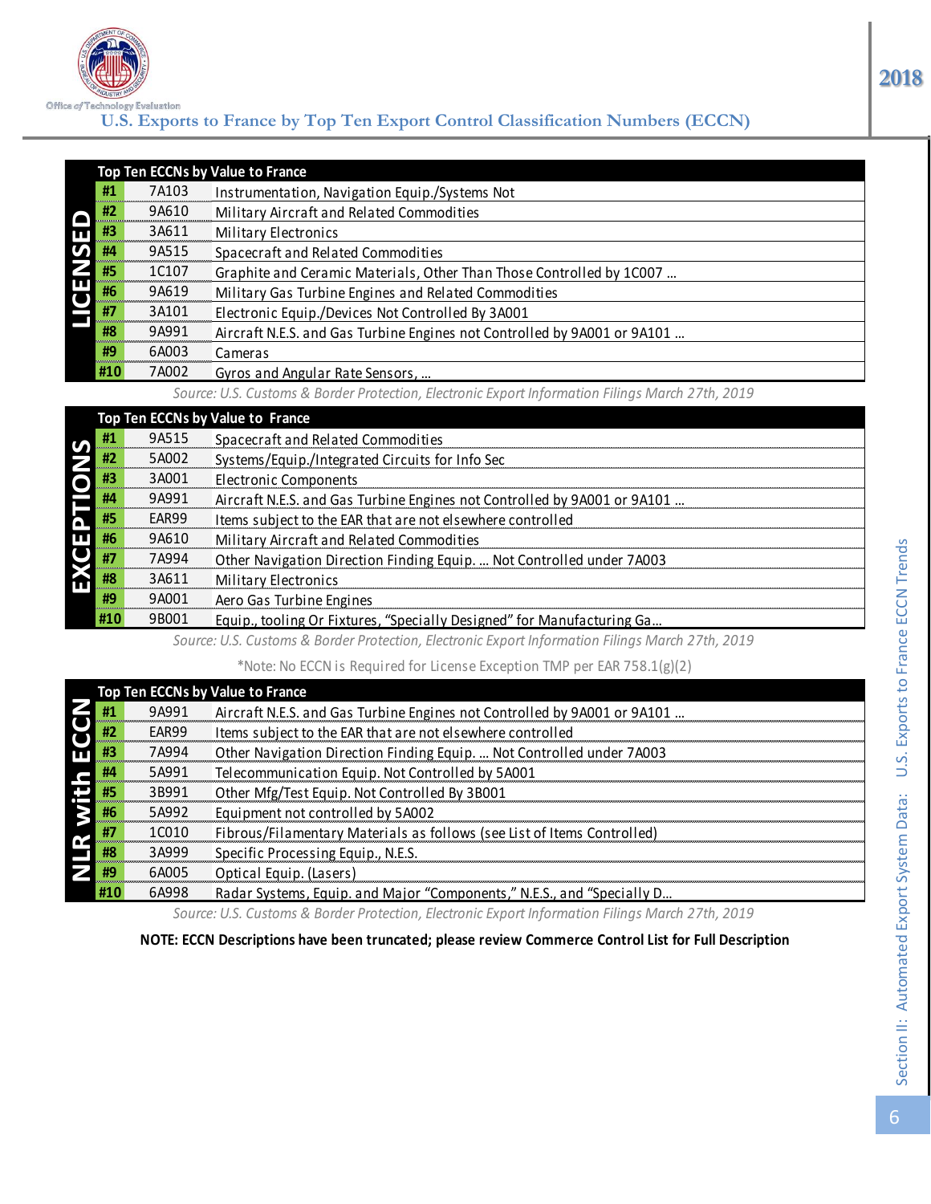Office of Technology Evaluation

## U.S. Exports to France by Top Ten Export Control Classification Numbers (ECCN)

2018

### LICENSED

| Top Ten ECCNs by Value to France | | |
|---|---|---|
| #1 | 7A103 | Instrumentation, Navigation Equip./Systems Not |
| #2 | 9A610 | Military Aircraft and Related Commodities |
| #3 | 3A611 | Military Electronics |
| #4 | 9A515 | Spacecraft and Related Commodities |
| #5 | 1C107 | Graphite and Ceramic Materials, Other Than Those Controlled by 1C007 … |
| #6 | 9A619 | Military Gas Turbine Engines and Related Commodities |
| #7 | 3A101 | Electronic Equip./Devices Not Controlled By 3A001 |
| #8 | 9A991 | Aircraft N.E.S. and Gas Turbine Engines not Controlled by 9A001 or 9A101 … |
| #9 | 6A003 | Cameras |
| #10 | 7A002 | Gyros and Angular Rate Sensors, … |

*Source: U.S. Customs & Border Protection, Electronic Export Information Filings March 27th, 2019*

### EXCEPTIONS

| Top Ten ECCNs by Value to France | | |
|---|---|---|
| #1 | 9A515 | Spacecraft and Related Commodities |
| #2 | 5A002 | Systems/Equip./Integrated Circuits for Info Sec |
| #3 | 3A001 | Electronic Components |
| #4 | 9A991 | Aircraft N.E.S. and Gas Turbine Engines not Controlled by 9A001 or 9A101 … |
| #5 | EAR99 | Items subject to the EAR that are not elsewhere controlled |
| #6 | 9A610 | Military Aircraft and Related Commodities |
| #7 | 7A994 | Other Navigation Direction Finding Equip. … Not Controlled under 7A003 |
| #8 | 3A611 | Military Electronics |
| #9 | 9A001 | Aero Gas Turbine Engines |
| #10 | 9B001 | Equip., tooling Or Fixtures, "Specially Designed" for Manufacturing Ga… |

*Source: U.S. Customs & Border Protection, Electronic Export Information Filings March 27th, 2019*

*Note: No ECCN is Required for License Exception TMP per EAR 758.1(g)(2)

### NLR with ECCN

| Top Ten ECCNs by Value to France | | |
|---|---|---|
| #1 | 9A991 | Aircraft N.E.S. and Gas Turbine Engines not Controlled by 9A001 or 9A101 … |
| #2 | EAR99 | Items subject to the EAR that are not elsewhere controlled |
| #3 | 7A994 | Other Navigation Direction Finding Equip. … Not Controlled under 7A003 |
| #4 | 5A991 | Telecommunication Equip. Not Controlled by 5A001 |
| #5 | 3B991 | Other Mfg/Test Equip. Not Controlled By 3B001 |
| #6 | 5A992 | Equipment not controlled by 5A002 |
| #7 | 1C010 | Fibrous/Filamentary Materials as follows (see List of Items Controlled) |
| #8 | 3A999 | Specific Processing Equip., N.E.S. |
| #9 | 6A005 | Optical Equip. (Lasers) |
| #10 | 6A998 | Radar Systems, Equip. and Major "Components," N.E.S., and "Specially D… |

*Source: U.S. Customs & Border Protection, Electronic Export Information Filings March 27th, 2019*

**NOTE: ECCN Descriptions have been truncated; please review Commerce Control List for Full Description**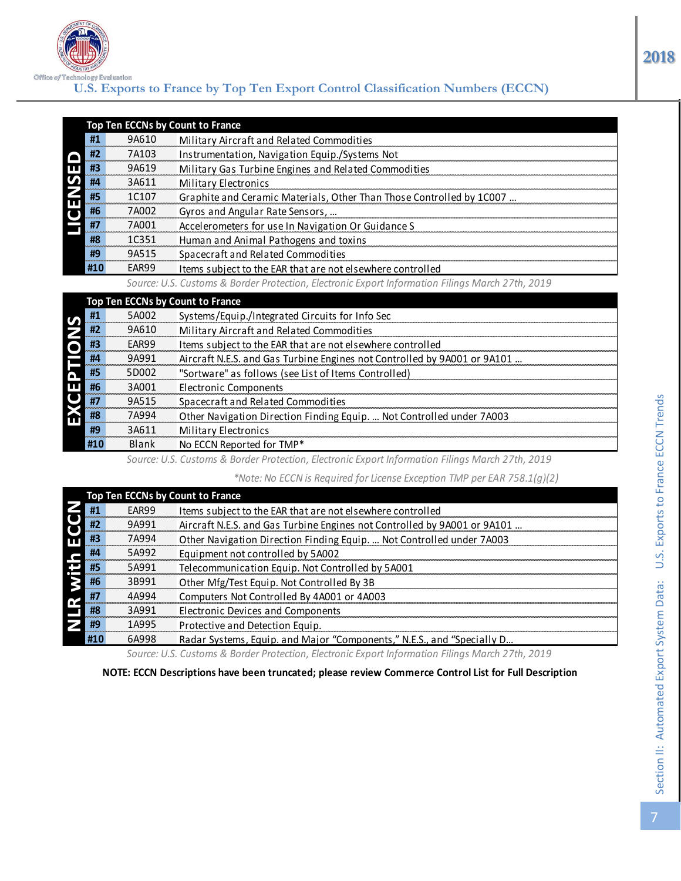Office of Technology Evaluation

# U.S. Exports to France by Top Ten Export Control Classification Numbers (ECCN)

2018

## LICENSED

| Top Ten ECCNs by Count to France | | |
|---|---|---|
| #1 | 9A610 | Military Aircraft and Related Commodities |
| #2 | 7A103 | Instrumentation, Navigation Equip./Systems Not |
| #3 | 9A619 | Military Gas Turbine Engines and Related Commodities |
| #4 | 3A611 | Military Electronics |
| #5 | 1C107 | Graphite and Ceramic Materials, Other Than Those Controlled by 1C007 ... |
| #6 | 7A002 | Gyros and Angular Rate Sensors, ... |
| #7 | 7A001 | Accelerometers for use In Navigation Or Guidance S |
| #8 | 1C351 | Human and Animal Pathogens and toxins |
| #9 | 9A515 | Spacecraft and Related Commodities |
| #10 | EAR99 | Items subject to the EAR that are not elsewhere controlled |

*Source: U.S. Customs & Border Protection, Electronic Export Information Filings March 27th, 2019*

## EXCEPTIONS

| Top Ten ECCNs by Count to France | | |
|---|---|---|
| #1 | 5A002 | Systems/Equip./Integrated Circuits for Info Sec |
| #2 | 9A610 | Military Aircraft and Related Commodities |
| #3 | EAR99 | Items subject to the EAR that are not elsewhere controlled |
| #4 | 9A991 | Aircraft N.E.S. and Gas Turbine Engines not Controlled by 9A001 or 9A101 ... |
| #5 | 5D002 | "Sortware" as follows (see List of Items Controlled) |
| #6 | 3A001 | Electronic Components |
| #7 | 9A515 | Spacecraft and Related Commodities |
| #8 | 7A994 | Other Navigation Direction Finding Equip. ... Not Controlled under 7A003 |
| #9 | 3A611 | Military Electronics |
| #10 | Blank | No ECCN Reported for TMP* |

*Source: U.S. Customs & Border Protection, Electronic Export Information Filings March 27th, 2019*

*\*Note: No ECCN is Required for License Exception TMP per EAR 758.1(g)(2)*

## NLR with ECCN

| Top Ten ECCNs by Count to France | | |
|---|---|---|
| #1 | EAR99 | Items subject to the EAR that are not elsewhere controlled |
| #2 | 9A991 | Aircraft N.E.S. and Gas Turbine Engines not Controlled by 9A001 or 9A101 ... |
| #3 | 7A994 | Other Navigation Direction Finding Equip. ... Not Controlled under 7A003 |
| #4 | 5A992 | Equipment not controlled by 5A002 |
| #5 | 5A991 | Telecommunication Equip. Not Controlled by 5A001 |
| #6 | 3B991 | Other Mfg/Test Equip. Not Controlled By 3B |
| #7 | 4A994 | Computers Not Controlled By 4A001 or 4A003 |
| #8 | 3A991 | Electronic Devices and Components |
| #9 | 1A995 | Protective and Detection Equip. |
| #10 | 6A998 | Radar Systems, Equip. and Major "Components," N.E.S., and "Specially D... |

*Source: U.S. Customs & Border Protection, Electronic Export Information Filings March 27th, 2019*

**NOTE: ECCN Descriptions have been truncated; please review Commerce Control List for Full Description**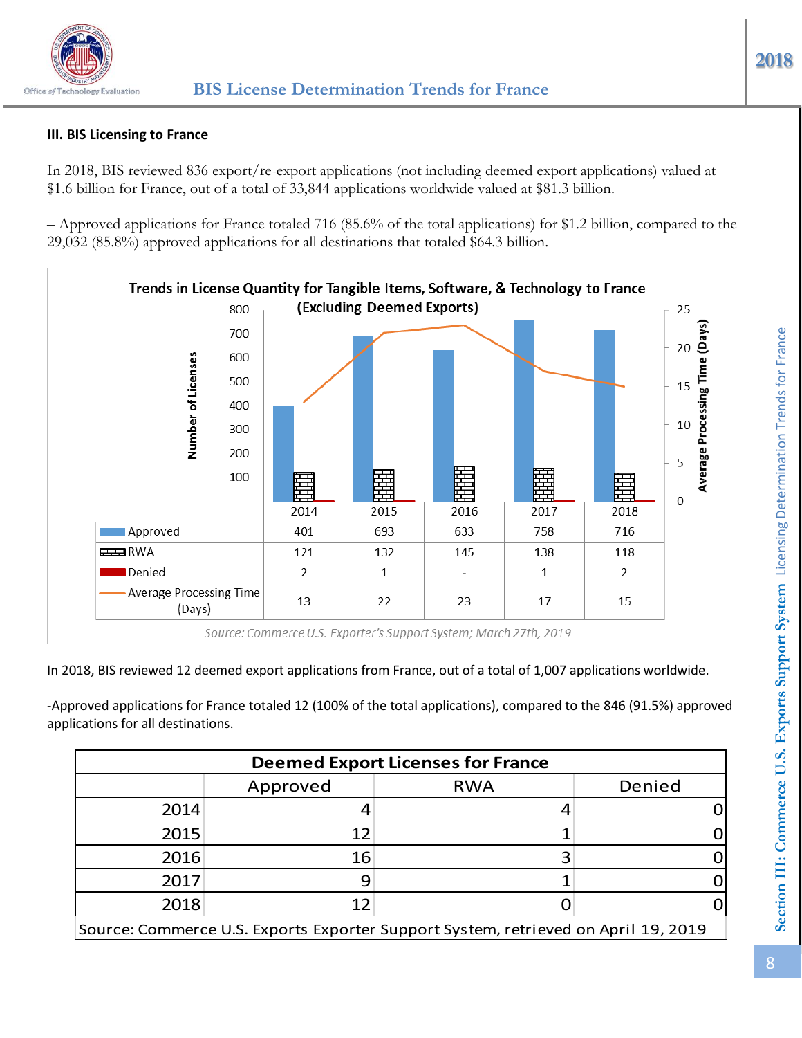### III. BIS Licensing to France

In 2018, BIS reviewed 836 export/re-export applications (not including deemed export applications) valued at $1.6 billion for France, out of a total of 33,844 applications worldwide valued at $81.3 billion.

– Approved applications for France totaled 716 (85.6% of the total applications) for $1.2 billion, compared to the 29,032 (85.8%) approved applications for all destinations that totaled $64.3 billion.

**Trends in License Quantity for Tangible Items, Software, & Technology to France (Excluding Deemed Exports)**

| | 2014 | 2015 | 2016 | 2017 | 2018 |
|---|---|---|---|---|---|
| Approved | 401 | 693 | 633 | 758 | 716 |
| RWA | 121 | 132 | 145 | 138 | 118 |
| Denied | 2 | 1 | - | 1 | 2 |
| Average Processing Time (Days) | 13 | 22 | 23 | 17 | 15 |

*Source: Commerce U.S. Exporter's Support System; March 27th, 2019*

In 2018, BIS reviewed 12 deemed export applications from France, out of a total of 1,007 applications worldwide.

-Approved applications for France totaled 12 (100% of the total applications), compared to the 846 (91.5%) approved applications for all destinations.

**Deemed Export Licenses for France**

| | Approved | RWA | Denied |
|---|---|---|---|
| 2014 | 4 | 4 | 0 |
| 2015 | 12 | 1 | 0 |
| 2016 | 16 | 3 | 0 |
| 2017 | 9 | 1 | 0 |
| 2018 | 12 | 0 | 0 |

Source: Commerce U.S. Exports Exporter Support System, retrieved on April 19, 2019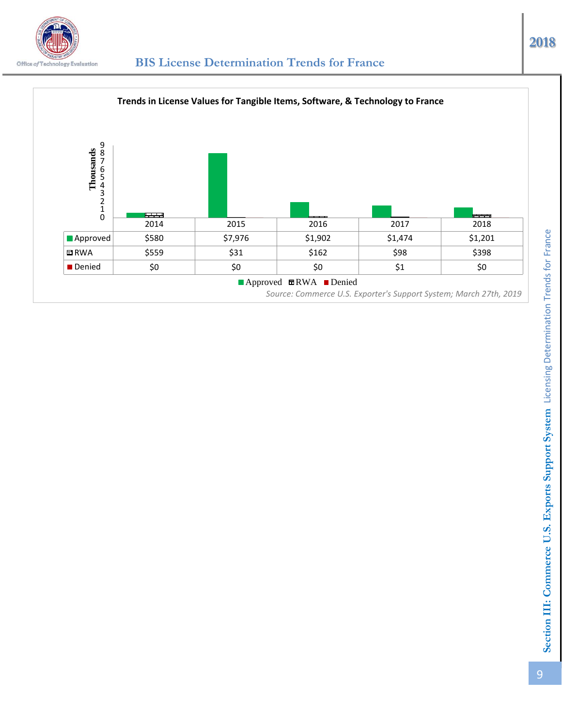## Trends in License Values for Tangible Items, Software, & Technology to France

Thousands

9
8
7
6
5
4
3
2
1
0

| | 2014 | 2015 | 2016 | 2017 | 2018 |
|---|---|---|---|---|---|
| Approved | $580 | $7,976 | $1,902 | $1,474 | $1,201 |
| RWA | $559 | $31 | $162 | $98 | $398 |
| Denied | $0 | $0 | $0 | $1 | $0 |

Approved RWA Denied

*Source: Commerce U.S. Exporter's Support System; March 27th, 2019*